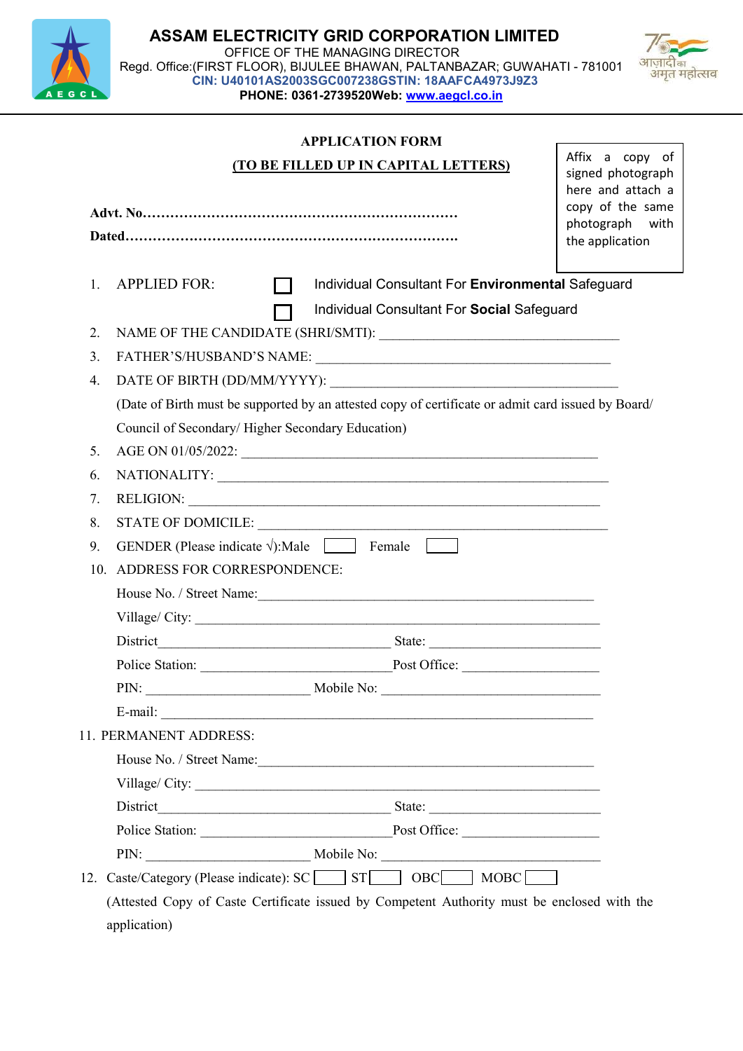# ASSAM ELECTRICITY GRID CORPORATION LIMITED

OFFICE OF THE MANAGING DIRECTOR
Regd. Office:(FIRST FLOOR), BIJULEE BHAWAN, PALTANBAZAR; GUWAHATI - 781001
**CIN: U40101AS2003SGC007238GSTIN: 18AAFCA4973J9Z3**
**PHONE: 0361-2739520Web: www.aegcl.co.in**

## APPLICATION FORM

**(TO BE FILLED UP IN CAPITAL LETTERS)**

Affix a copy of signed photograph here and attach a copy of the same photograph with the application

**Advt. No……………………………………………………………**

**Dated…………………………………………………………………**

1. APPLIED FOR: ☐ Individual Consultant For **Environmental** Safeguard
   ☐ Individual Consultant For **Social** Safeguard
2. NAME OF THE CANDIDATE (SHRI/SMTI): ________________________________
3. FATHER'S/HUSBAND'S NAME: ________________________________
4. DATE OF BIRTH (DD/MM/YYYY): ________________________________
   (Date of Birth must be supported by an attested copy of certificate or admit card issued by Board/ Council of Secondary/ Higher Secondary Education)
5. AGE ON 01/05/2022: ________________________________
6. NATIONALITY: ________________________________
7. RELIGION: ________________________________
8. STATE OF DOMICILE: ________________________________
9. GENDER (Please indicate √):Male ☐ Female ☐
10. ADDRESS FOR CORRESPONDENCE:
    House No. / Street Name:________________________________
    Village/ City: ________________________________
    District________________________ State: ____________________
    Police Station: ____________________Post Office: ________________
    PIN: ____________________ Mobile No: ________________________
    E-mail: ________________________________
11. PERMANENT ADDRESS:
    House No. / Street Name:________________________________
    Village/ City: ________________________________
    District________________________ State: ____________________
    Police Station: ____________________Post Office: ________________
    PIN: ____________________ Mobile No: ________________________
12. Caste/Category (Please indicate): SC ☐ ST ☐ OBC ☐ MOBC ☐
    (Attested Copy of Caste Certificate issued by Competent Authority must be enclosed with the application)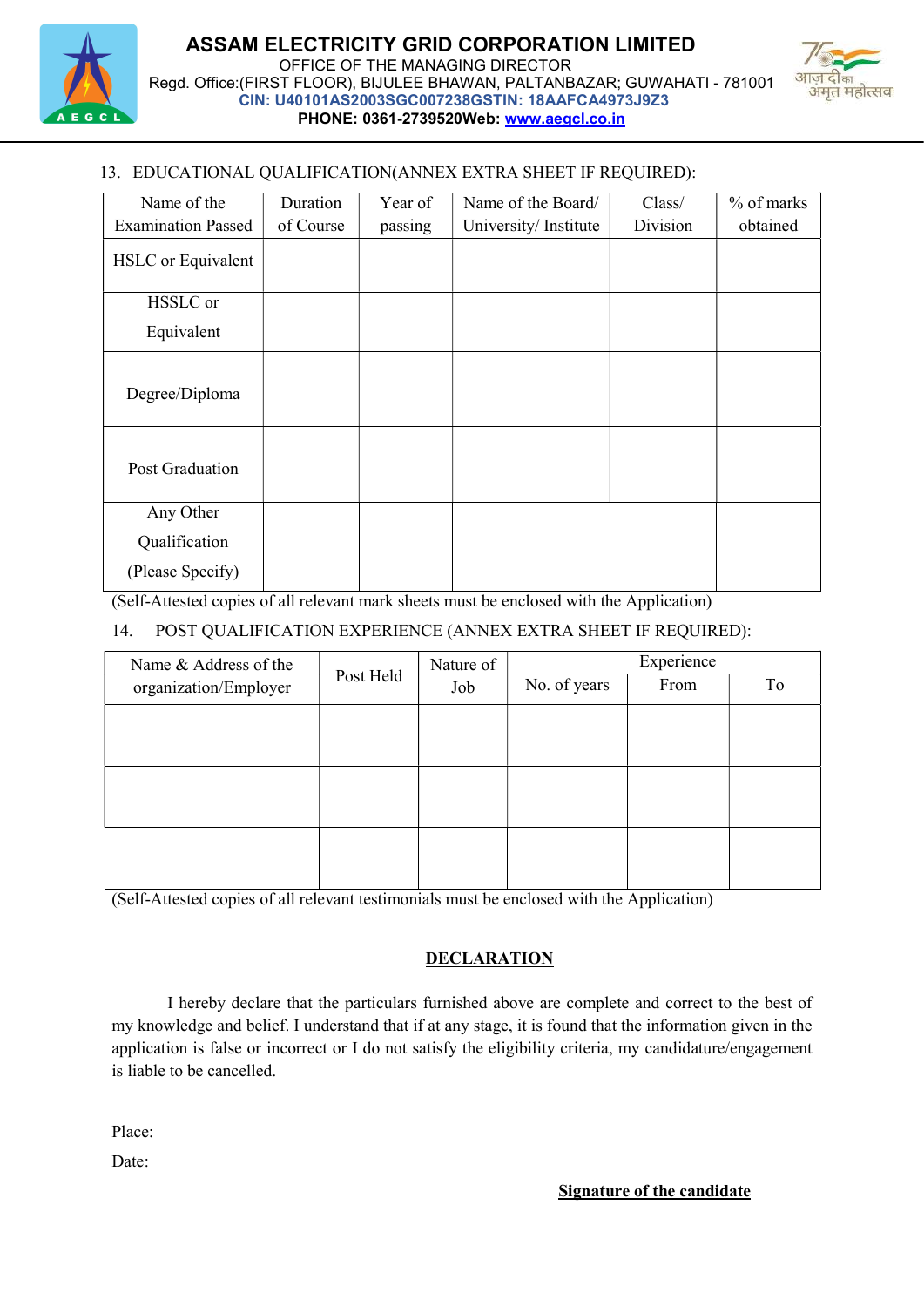# ASSAM ELECTRICITY GRID CORPORATION LIMITED

OFFICE OF THE MANAGING DIRECTOR
Regd. Office:(FIRST FLOOR), BIJULEE BHAWAN, PALTANBAZAR; GUWAHATI - 781001
**CIN: U40101AS2003SGC007238GSTIN: 18AAFCA4973J9Z3**
**PHONE: 0361-2739520Web: www.aegcl.co.in**

13. EDUCATIONAL QUALIFICATION(ANNEX EXTRA SHEET IF REQUIRED):

| Name of the Examination Passed | Duration of Course | Year of passing | Name of the Board/ University/ Institute | Class/ Division | % of marks obtained |
|---|---|---|---|---|---|
| HSLC or Equivalent | | | | | |
| HSSLC or Equivalent | | | | | |
| Degree/Diploma | | | | | |
| Post Graduation | | | | | |
| Any Other Qualification (Please Specify) | | | | | |

(Self-Attested copies of all relevant mark sheets must be enclosed with the Application)

14. POST QUALIFICATION EXPERIENCE (ANNEX EXTRA SHEET IF REQUIRED):

| Name & Address of the organization/Employer | Post Held | Nature of Job | Experience | | |
|---|---|---|---|---|---|
| | | | No. of years | From | To |
| | | | | | |
| | | | | | |
| | | | | | |

(Self-Attested copies of all relevant testimonials must be enclosed with the Application)

## DECLARATION

I hereby declare that the particulars furnished above are complete and correct to the best of my knowledge and belief. I understand that if at any stage, it is found that the information given in the application is false or incorrect or I do not satisfy the eligibility criteria, my candidature/engagement is liable to be cancelled.

Place:

Date:

**Signature of the candidate**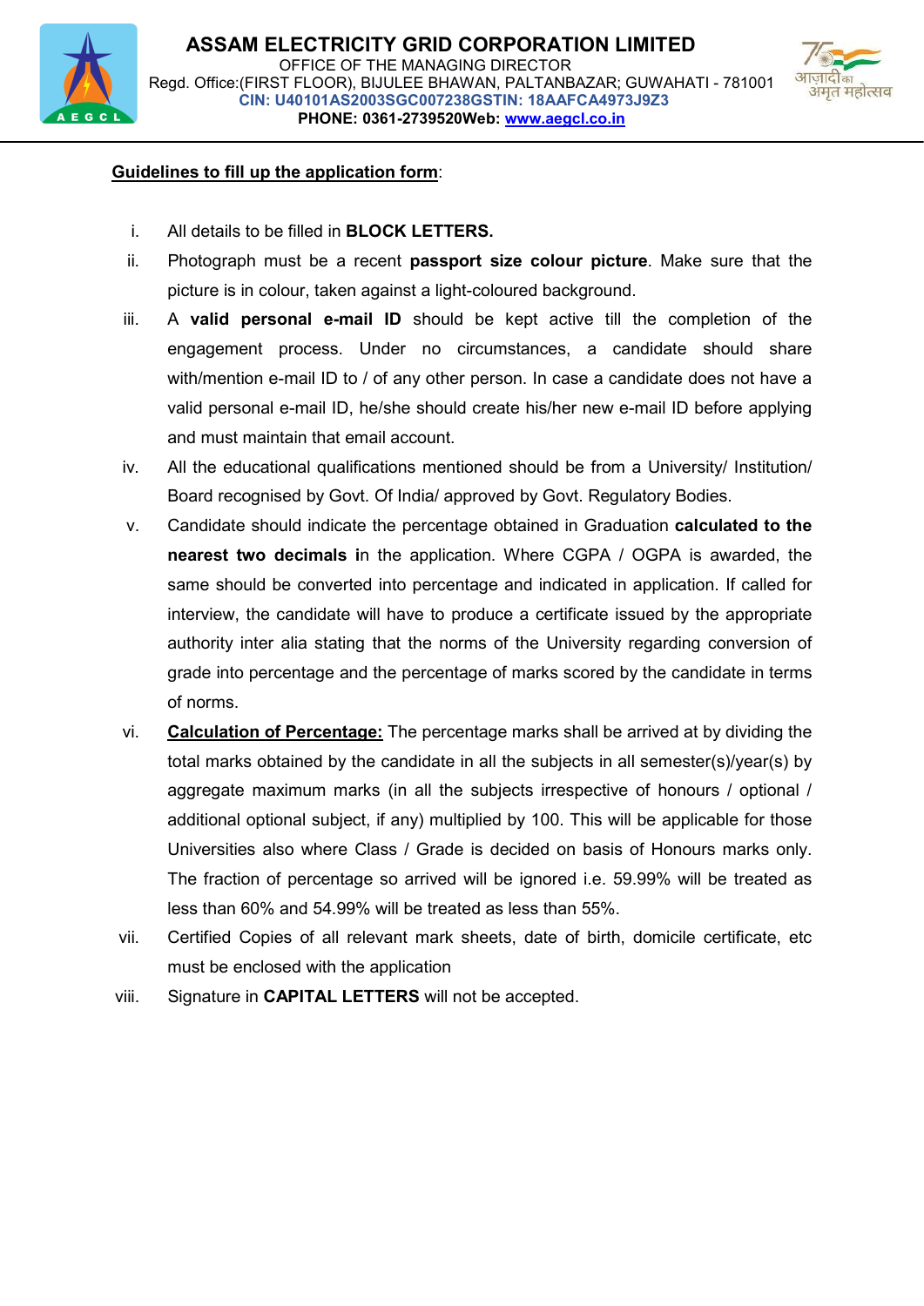**ASSAM ELECTRICITY GRID CORPORATION LIMITED**
OFFICE OF THE MANAGING DIRECTOR
Regd. Office:(FIRST FLOOR), BIJULEE BHAWAN, PALTANBAZAR; GUWAHATI - 781001
**CIN: U40101AS2003SGC007238GSTIN: 18AAFCA4973J9Z3**
**PHONE: 0361-2739520Web: www.aegcl.co.in**

**Guidelines to fill up the application form**:

i. All details to be filled in **BLOCK LETTERS.**

ii. Photograph must be a recent **passport size colour picture**. Make sure that the picture is in colour, taken against a light-coloured background.

iii. A **valid personal e-mail ID** should be kept active till the completion of the engagement process. Under no circumstances, a candidate should share with/mention e-mail ID to / of any other person. In case a candidate does not have a valid personal e-mail ID, he/she should create his/her new e-mail ID before applying and must maintain that email account.

iv. All the educational qualifications mentioned should be from a University/ Institution/ Board recognised by Govt. Of India/ approved by Govt. Regulatory Bodies.

v. Candidate should indicate the percentage obtained in Graduation **calculated to the nearest two decimals i**n the application. Where CGPA / OGPA is awarded, the same should be converted into percentage and indicated in application. If called for interview, the candidate will have to produce a certificate issued by the appropriate authority inter alia stating that the norms of the University regarding conversion of grade into percentage and the percentage of marks scored by the candidate in terms of norms.

vi. **Calculation of Percentage:** The percentage marks shall be arrived at by dividing the total marks obtained by the candidate in all the subjects in all semester(s)/year(s) by aggregate maximum marks (in all the subjects irrespective of honours / optional / additional optional subject, if any) multiplied by 100. This will be applicable for those Universities also where Class / Grade is decided on basis of Honours marks only. The fraction of percentage so arrived will be ignored i.e. 59.99% will be treated as less than 60% and 54.99% will be treated as less than 55%.

vii. Certified Copies of all relevant mark sheets, date of birth, domicile certificate, etc must be enclosed with the application

viii. Signature in **CAPITAL LETTERS** will not be accepted.